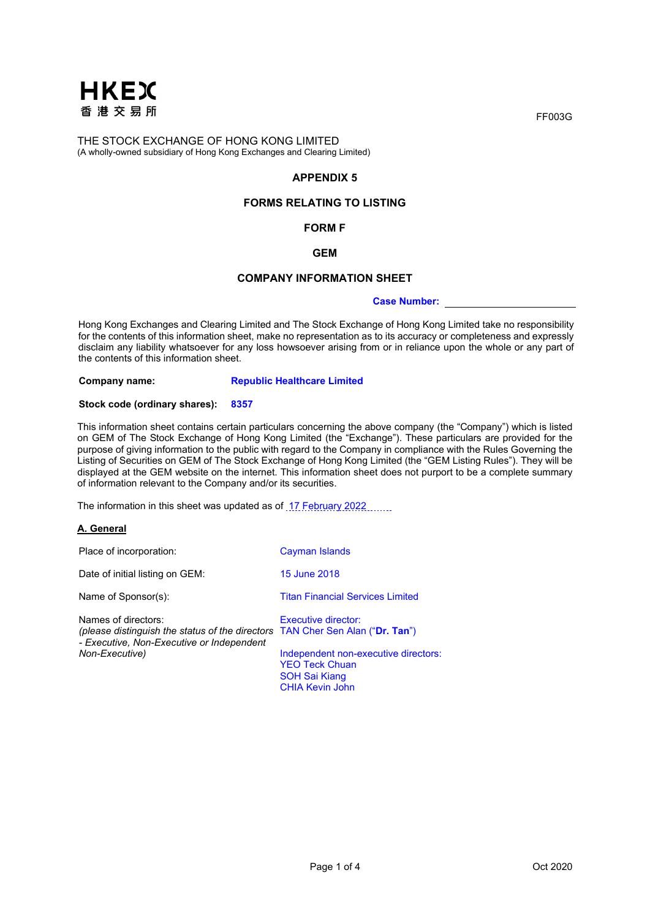HKEX
香港交易所

FF003G

THE STOCK EXCHANGE OF HONG KONG LIMITED
(A wholly-owned subsidiary of Hong Kong Exchanges and Clearing Limited)

# APPENDIX 5

## FORMS RELATING TO LISTING

## FORM F

## GEM

## COMPANY INFORMATION SHEET

**Case Number:** ____________________

Hong Kong Exchanges and Clearing Limited and The Stock Exchange of Hong Kong Limited take no responsibility for the contents of this information sheet, make no representation as to its accuracy or completeness and expressly disclaim any liability whatsoever for any loss howsoever arising from or in reliance upon the whole or any part of the contents of this information sheet.

**Company name:** **Republic Healthcare Limited**

**Stock code (ordinary shares):** **8357**

This information sheet contains certain particulars concerning the above company (the "Company") which is listed on GEM of The Stock Exchange of Hong Kong Limited (the "Exchange"). These particulars are provided for the purpose of giving information to the public with regard to the Company in compliance with the Rules Governing the Listing of Securities on GEM of The Stock Exchange of Hong Kong Limited (the "GEM Listing Rules"). They will be displayed at the GEM website on the internet. This information sheet does not purport to be a complete summary of information relevant to the Company and/or its securities.

The information in this sheet was updated as of 17 February 2022

### A. General

| | |
|---|---|
| Place of incorporation: | Cayman Islands |
| Date of initial listing on GEM: | 15 June 2018 |
| Name of Sponsor(s): | Titan Financial Services Limited |
| Names of directors:<br>*(please distinguish the status of the directors - Executive, Non-Executive or Independent Non-Executive)* | Executive director:<br>TAN Cher Sen Alan ("**Dr. Tan**")<br><br>Independent non-executive directors:<br>YEO Teck Chuan<br>SOH Sai Kiang<br>CHIA Kevin John |

Oct 2020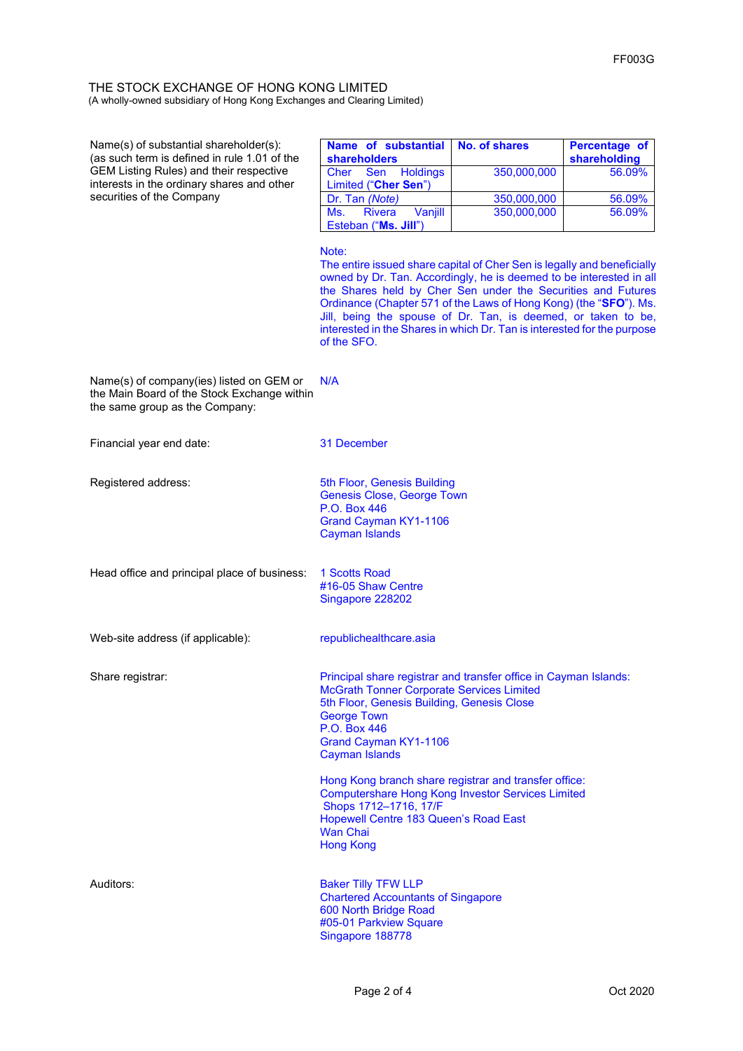THE STOCK EXCHANGE OF HONG KONG LIMITED
(A wholly-owned subsidiary of Hong Kong Exchanges and Clearing Limited)

Name(s) of substantial shareholder(s): (as such term is defined in rule 1.01 of the GEM Listing Rules) and their respective interests in the ordinary shares and other securities of the Company

| **Name of substantial shareholders** | **No. of shares** | **Percentage of shareholding** |
|---|---|---|
| Cher Sen Holdings Limited ("**Cher Sen**") | 350,000,000 | 56.09% |
| Dr. Tan *(Note)* | 350,000,000 | 56.09% |
| Ms. Rivera Vanjill Esteban ("**Ms. Jill**") | 350,000,000 | 56.09% |

Note:
The entire issued share capital of Cher Sen is legally and beneficially owned by Dr. Tan. Accordingly, he is deemed to be interested in all the Shares held by Cher Sen under the Securities and Futures Ordinance (Chapter 571 of the Laws of Hong Kong) (the "**SFO**"). Ms. Jill, being the spouse of Dr. Tan, is deemed, or taken to be, interested in the Shares in which Dr. Tan is interested for the purpose of the SFO.

Name(s) of company(ies) listed on GEM or the Main Board of the Stock Exchange within the same group as the Company: N/A

Financial year end date: 31 December

Registered address:
5th Floor, Genesis Building
Genesis Close, George Town
P.O. Box 446
Grand Cayman KY1-1106
Cayman Islands

Head office and principal place of business:
1 Scotts Road
#16-05 Shaw Centre
Singapore 228202

Web-site address (if applicable): republichealthcare.asia

Share registrar:

Principal share registrar and transfer office in Cayman Islands:
McGrath Tonner Corporate Services Limited
5th Floor, Genesis Building, Genesis Close
George Town
P.O. Box 446
Grand Cayman KY1-1106
Cayman Islands

Hong Kong branch share registrar and transfer office:
Computershare Hong Kong Investor Services Limited
Shops 1712–1716, 17/F
Hopewell Centre 183 Queen's Road East
Wan Chai
Hong Kong

Auditors:
Baker Tilly TFW LLP
Chartered Accountants of Singapore
600 North Bridge Road
#05-01 Parkview Square
Singapore 188778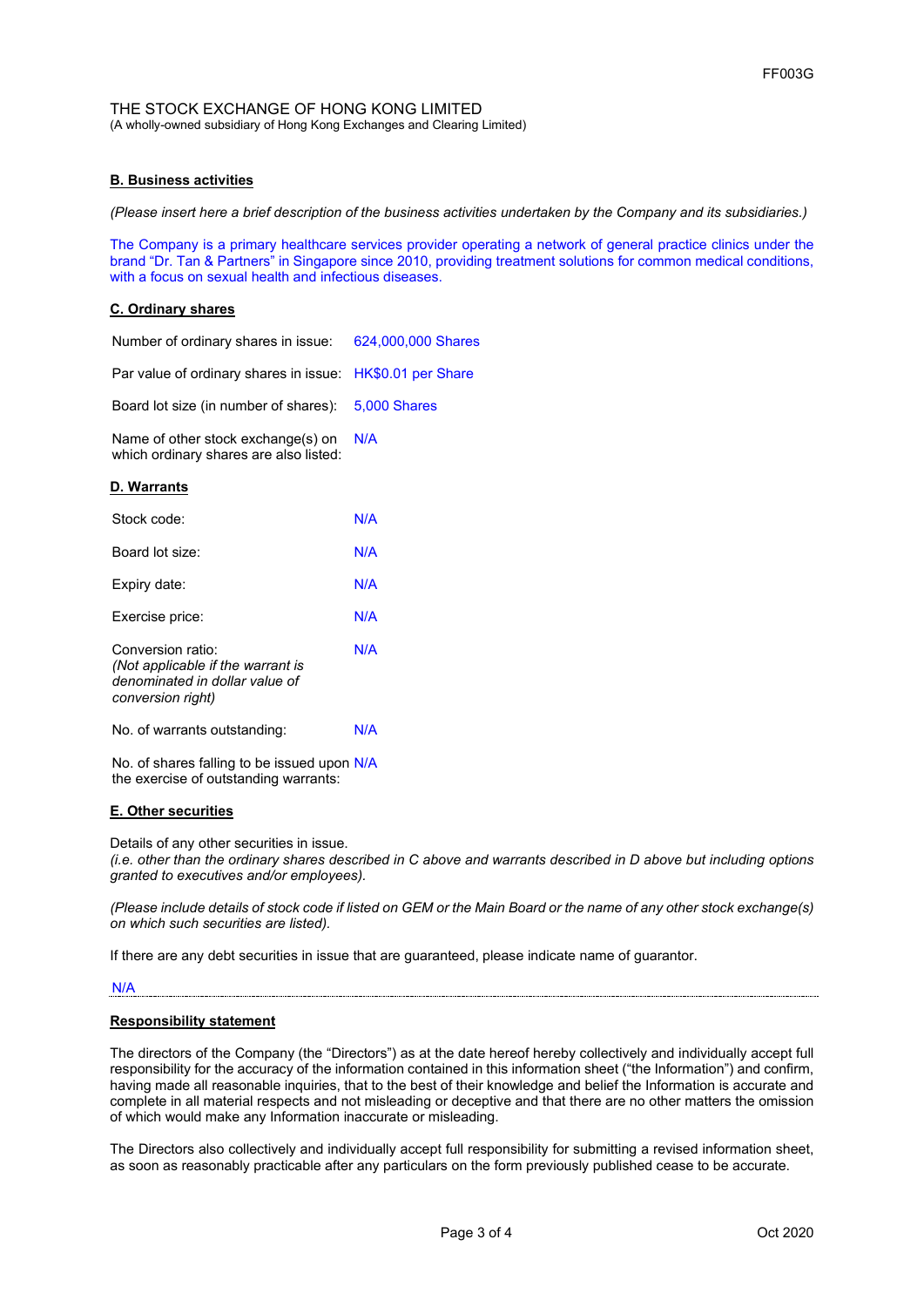THE STOCK EXCHANGE OF HONG KONG LIMITED
(A wholly-owned subsidiary of Hong Kong Exchanges and Clearing Limited)

**B. Business activities**

*(Please insert here a brief description of the business activities undertaken by the Company and its subsidiaries.)*

The Company is a primary healthcare services provider operating a network of general practice clinics under the brand "Dr. Tan & Partners" in Singapore since 2010, providing treatment solutions for common medical conditions, with a focus on sexual health and infectious diseases.

**C. Ordinary shares**

| | |
|---|---|
| Number of ordinary shares in issue: | 624,000,000 Shares |
| Par value of ordinary shares in issue: | HK$0.01 per Share |
| Board lot size (in number of shares): | 5,000 Shares |
| Name of other stock exchange(s) on which ordinary shares are also listed: | N/A |

**D. Warrants**

| | |
|---|---|
| Stock code: | N/A |
| Board lot size: | N/A |
| Expiry date: | N/A |
| Exercise price: | N/A |
| Conversion ratio: *(Not applicable if the warrant is denominated in dollar value of conversion right)* | N/A |
| No. of warrants outstanding: | N/A |
| No. of shares falling to be issued upon the exercise of outstanding warrants: | N/A |

**E. Other securities**

Details of any other securities in issue.
*(i.e. other than the ordinary shares described in C above and warrants described in D above but including options granted to executives and/or employees).*

*(Please include details of stock code if listed on GEM or the Main Board or the name of any other stock exchange(s) on which such securities are listed).*

If there are any debt securities in issue that are guaranteed, please indicate name of guarantor.

N/A

**Responsibility statement**

The directors of the Company (the "Directors") as at the date hereof hereby collectively and individually accept full responsibility for the accuracy of the information contained in this information sheet ("the Information") and confirm, having made all reasonable inquiries, that to the best of their knowledge and belief the Information is accurate and complete in all material respects and not misleading or deceptive and that there are no other matters the omission of which would make any Information inaccurate or misleading.

The Directors also collectively and individually accept full responsibility for submitting a revised information sheet, as soon as reasonably practicable after any particulars on the form previously published cease to be accurate.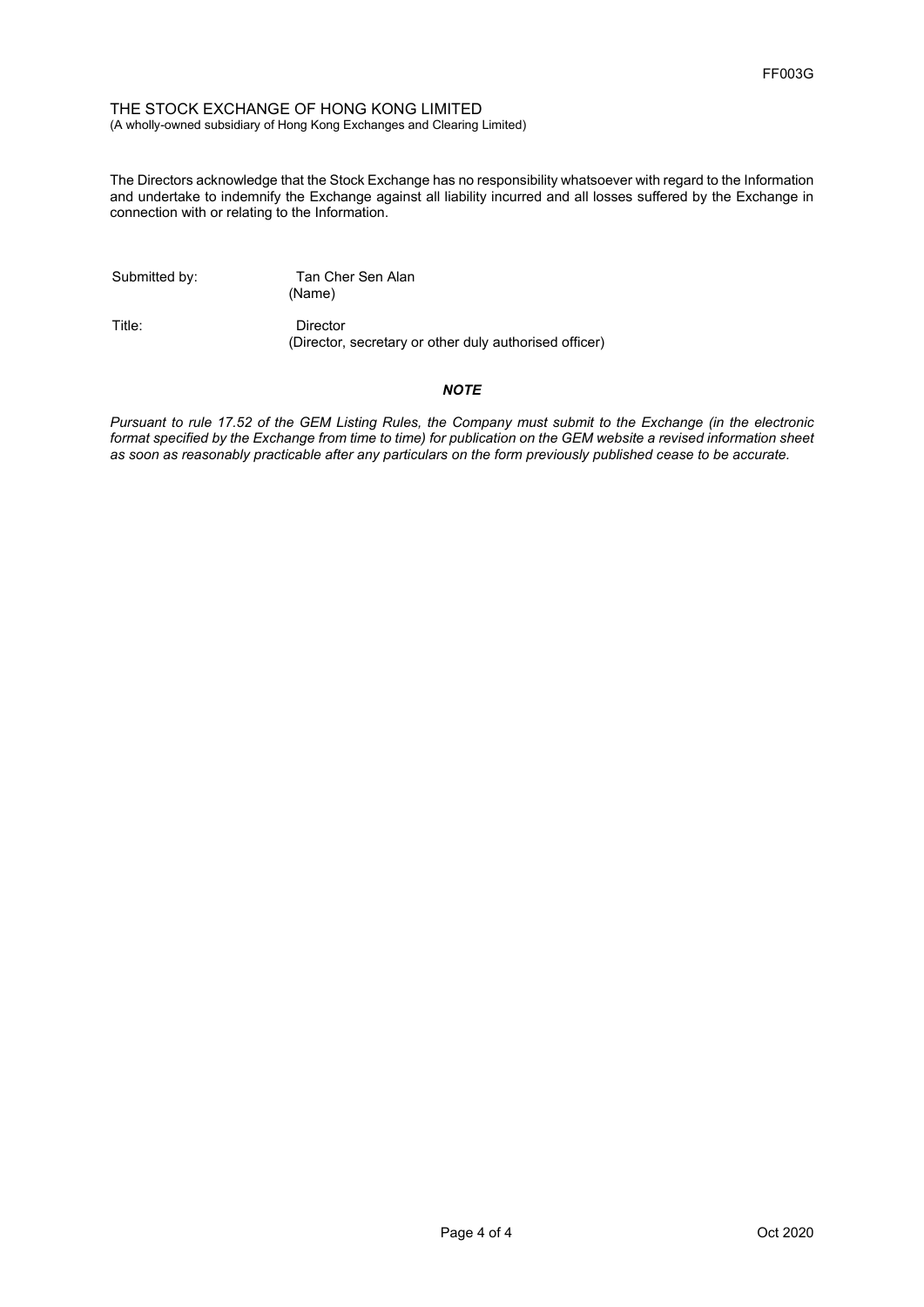FF003G

THE STOCK EXCHANGE OF HONG KONG LIMITED
(A wholly-owned subsidiary of Hong Kong Exchanges and Clearing Limited)

The Directors acknowledge that the Stock Exchange has no responsibility whatsoever with regard to the Information and undertake to indemnify the Exchange against all liability incurred and all losses suffered by the Exchange in connection with or relating to the Information.

| | |
|---|---|
| Submitted by: | Tan Cher Sen Alan<br>(Name) |
| Title: | Director<br>(Director, secretary or other duly authorised officer) |

***NOTE***

*Pursuant to rule 17.52 of the GEM Listing Rules, the Company must submit to the Exchange (in the electronic format specified by the Exchange from time to time) for publication on the GEM website a revised information sheet as soon as reasonably practicable after any particulars on the form previously published cease to be accurate.*

Oct 2020